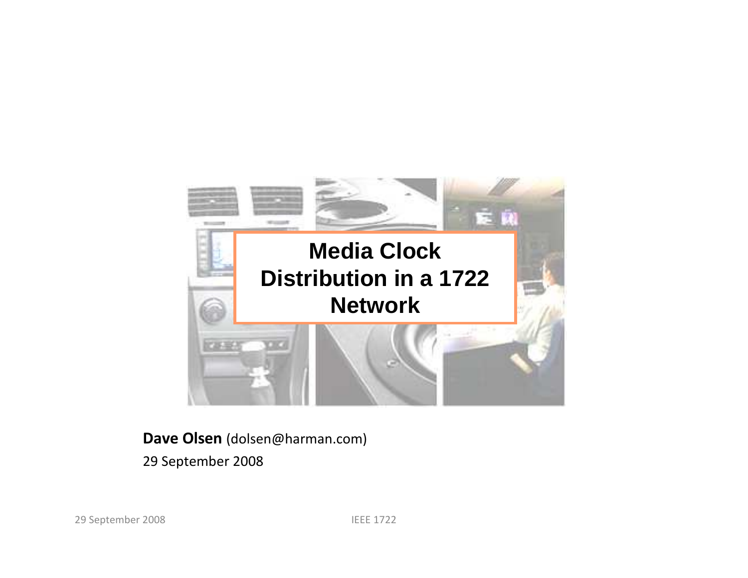# Media Clock Distribution in a 1722 Network

**Dave Olsen** (dolsen@harman.com)

29 September 2008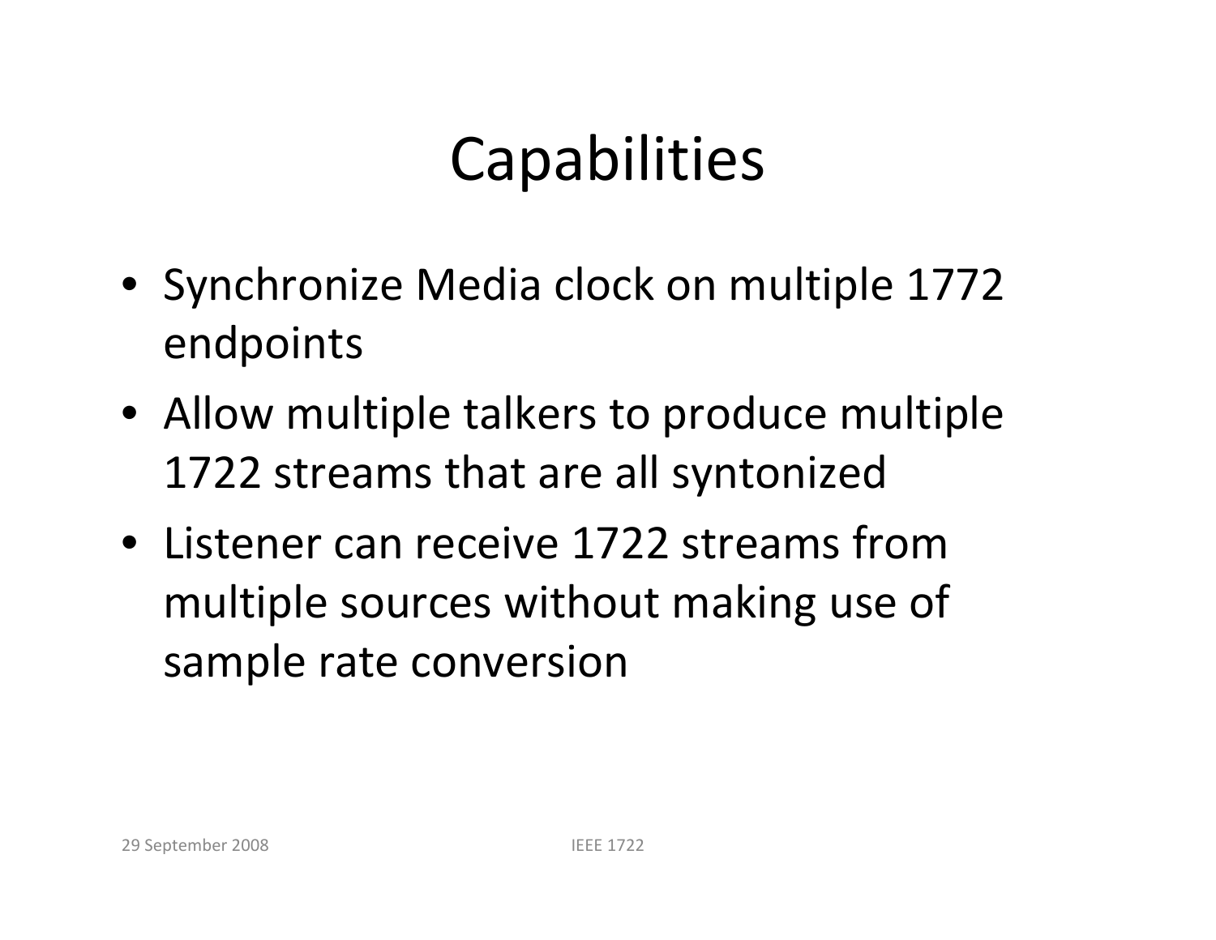# Capabilities

- Synchronize Media clock on multiple 1772 endpoints
- Allow multiple talkers to produce multiple 1722 streams that are all syntonized
- Listener can receive 1722 streams from multiple sources without making use of sample rate conversion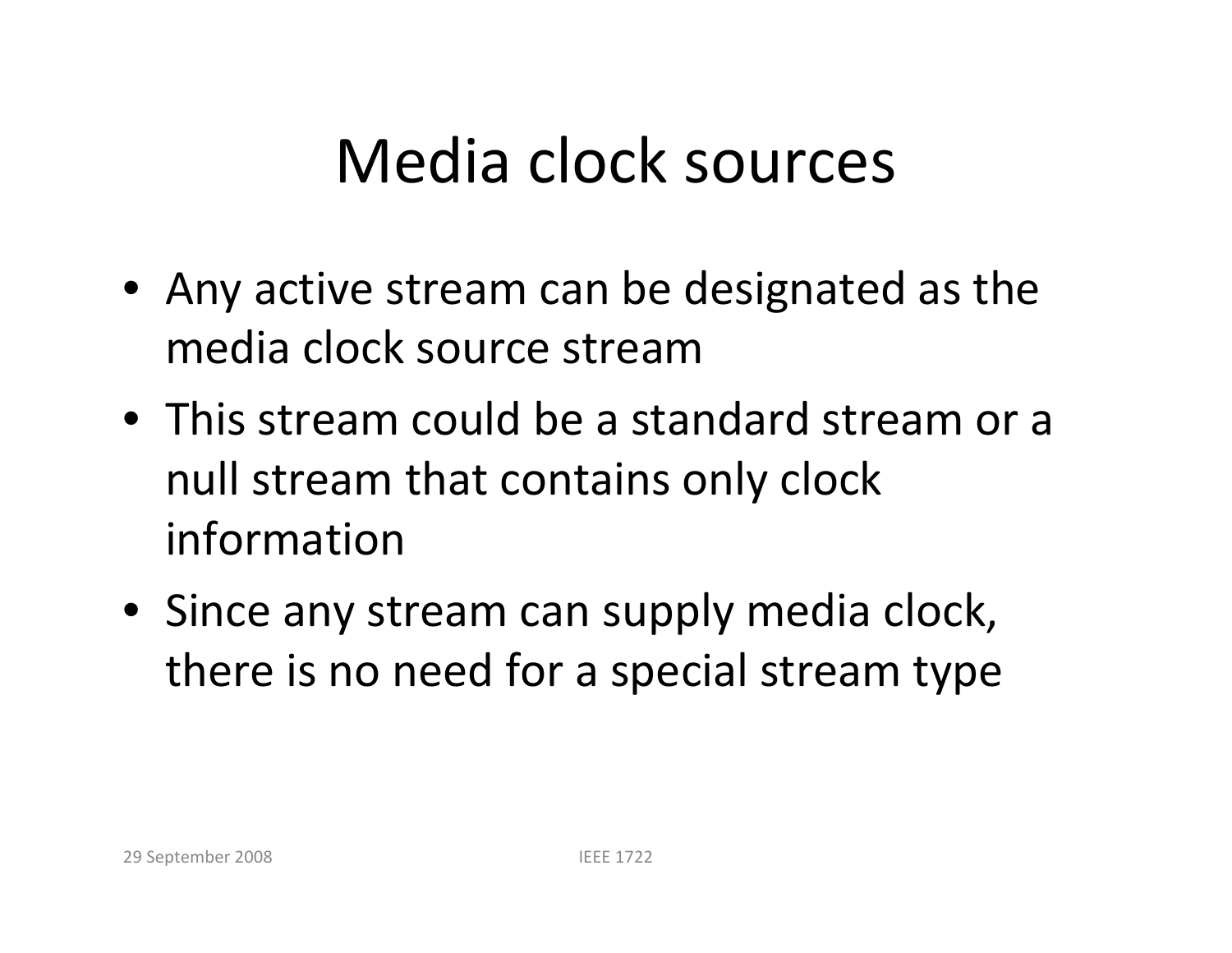# Media clock sources

- Any active stream can be designated as the media clock source stream
- This stream could be a standard stream or a null stream that contains only clock information
- Since any stream can supply media clock, there is no need for a special stream type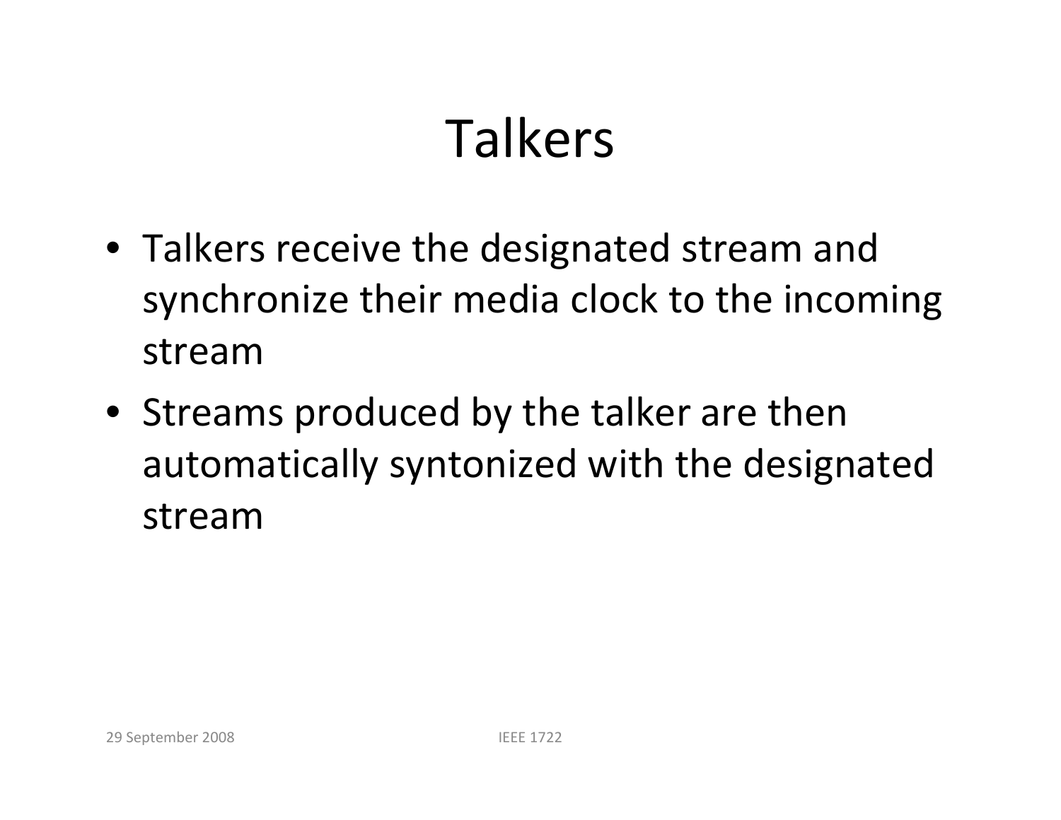# Talkers

- Talkers receive the designated stream and synchronize their media clock to the incoming stream
- Streams produced by the talker are then automatically syntonized with the designated stream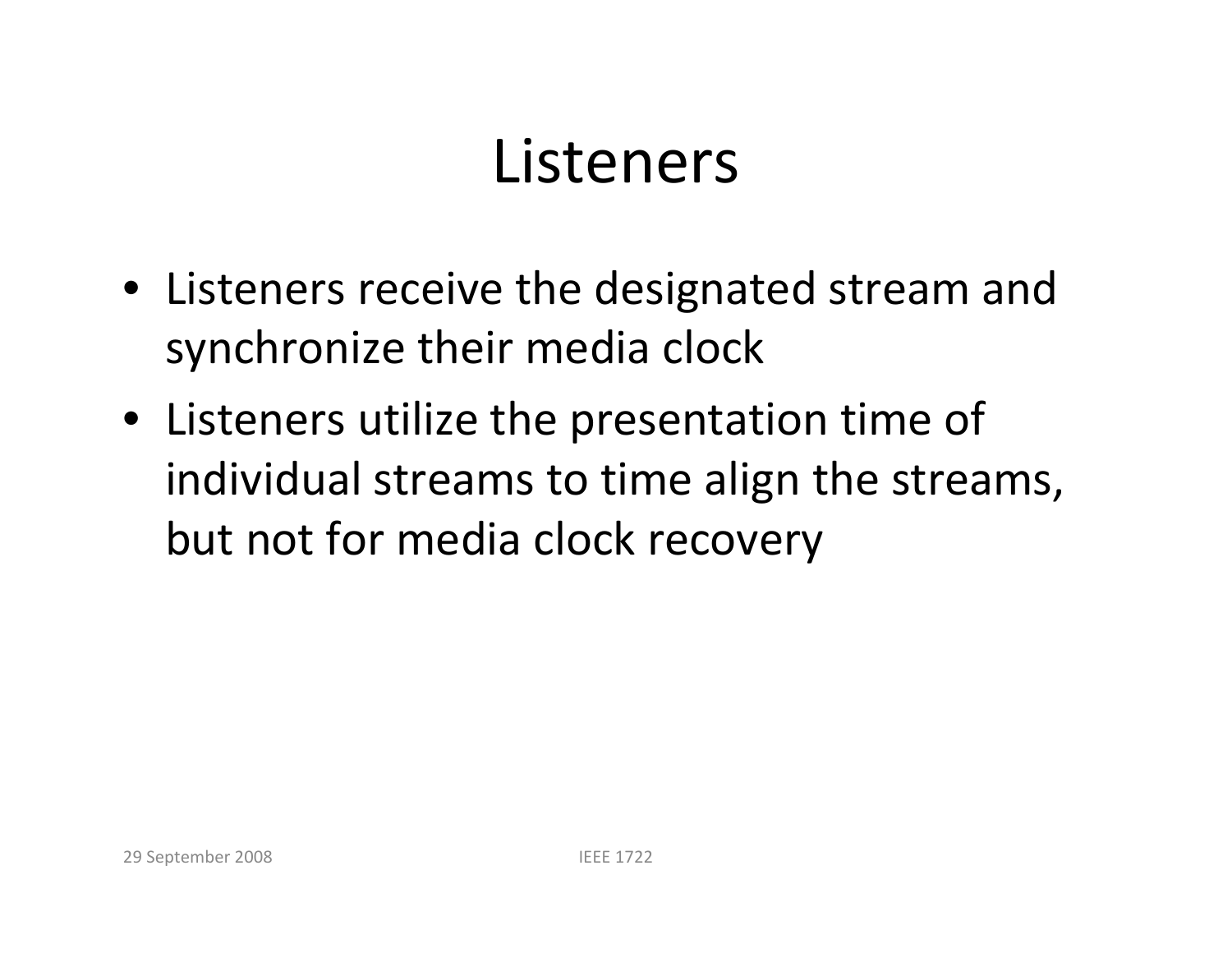# Listeners

- Listeners receive the designated stream and synchronize their media clock
- Listeners utilize the presentation time of individual streams to time align the streams, but not for media clock recovery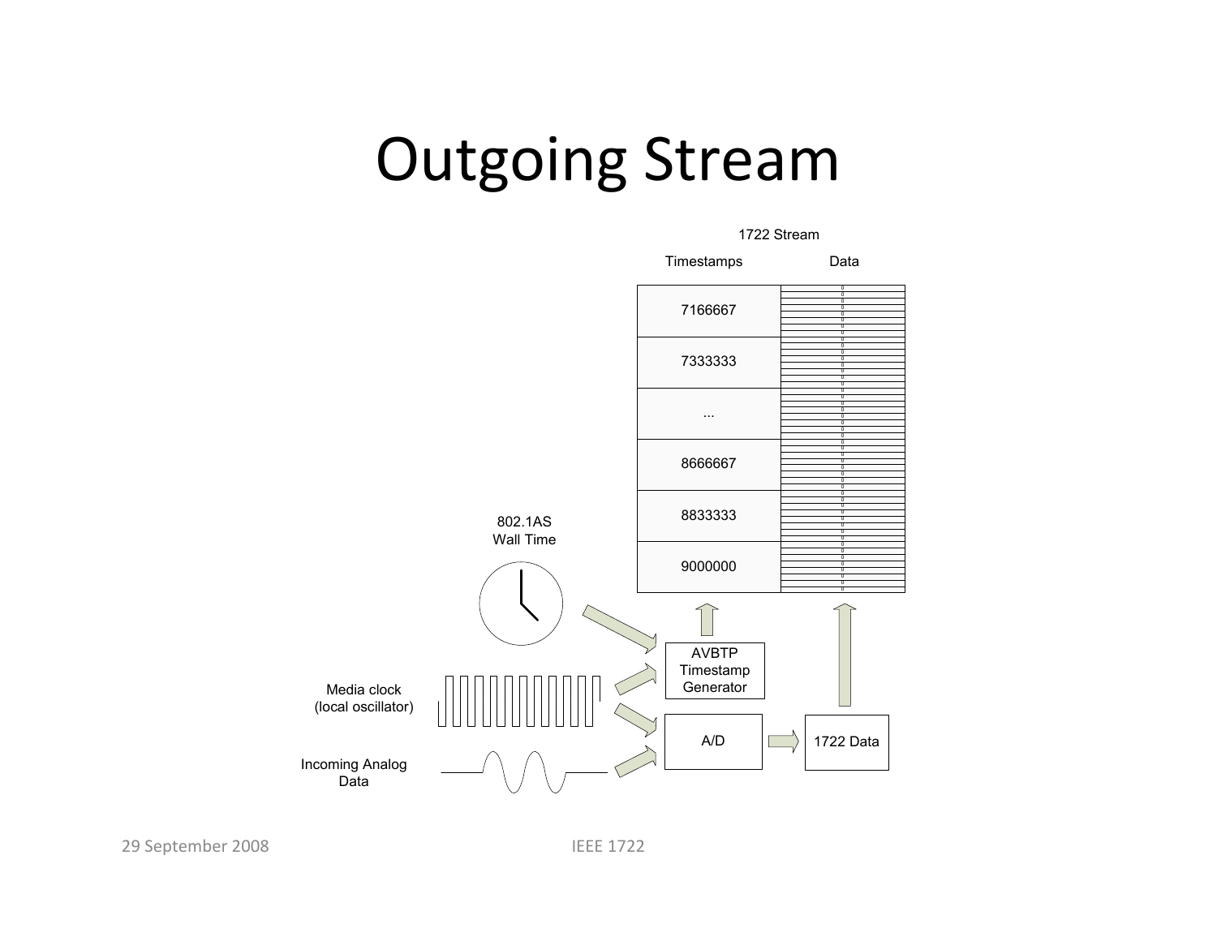# Outgoing Stream

1722 Stream

| Timestamps | Data |
|---|---|
| 7166667 | |
| 7333333 | |
| ... | |
| 8666667 | |
| 8833333 | |
| 9000000 | |

802.1AS Wall Time

Media clock (local oscillator)

Incoming Analog Data

AVBTP Timestamp Generator

A/D

1722 Data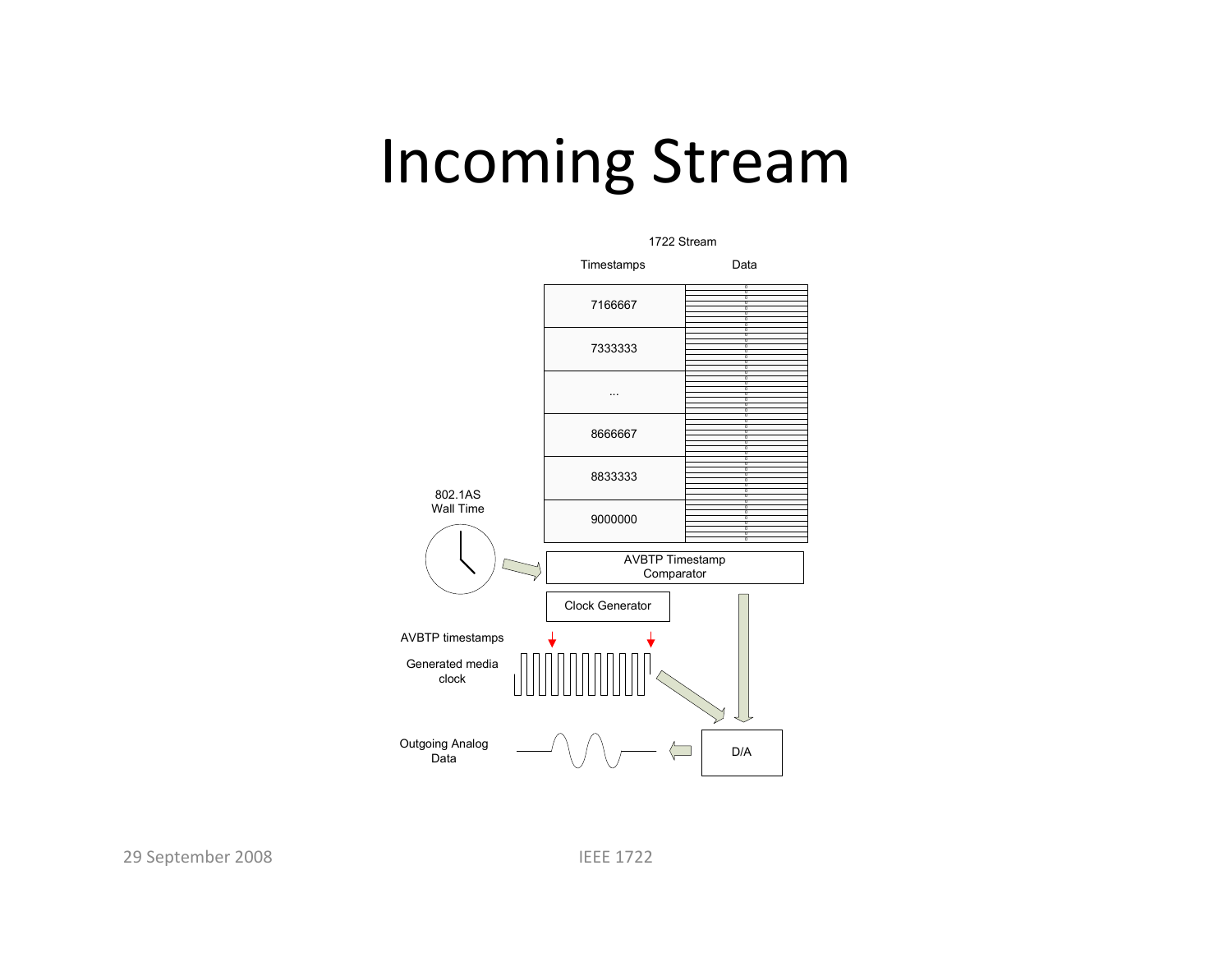# Incoming Stream

1722 Stream

| Timestamps | Data |
|---|---|
| 7166667 | |
| 7333333 | |
| ... | |
| 8666667 | |
| 8833333 | |
| 9000000 | |

802.1AS Wall Time

AVBTP Timestamp Comparator

Clock Generator

AVBTP timestamps

Generated media clock

Outgoing Analog Data

D/A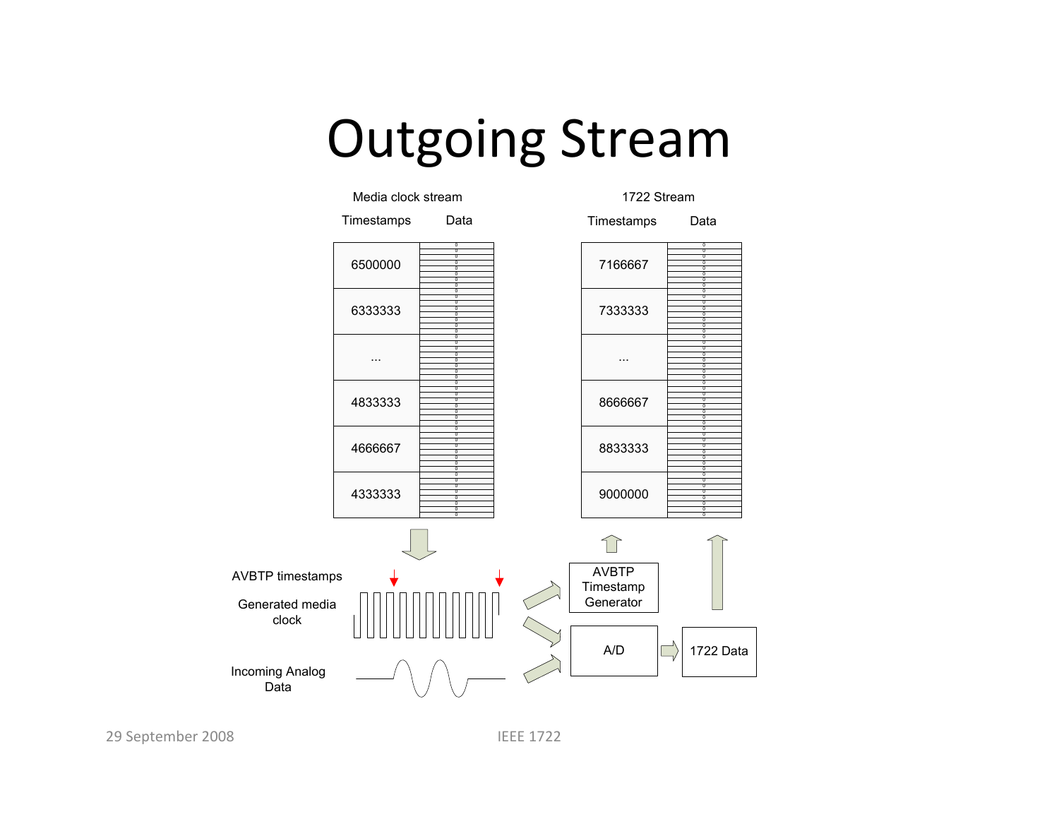# Outgoing Stream

Media clock stream

| Timestamps | Data |
|---|---|
| 6500000 | |
| 6333333 | |
| ... | |
| 4833333 | |
| 4666667 | |
| 4333333 | |

1722 Stream

| Timestamps | Data |
|---|---|
| 7166667 | |
| 7333333 | |
| ... | |
| 8666667 | |
| 8833333 | |
| 9000000 | |

AVBTP timestamps

Generated media clock

Incoming Analog Data

AVBTP Timestamp Generator

A/D

1722 Data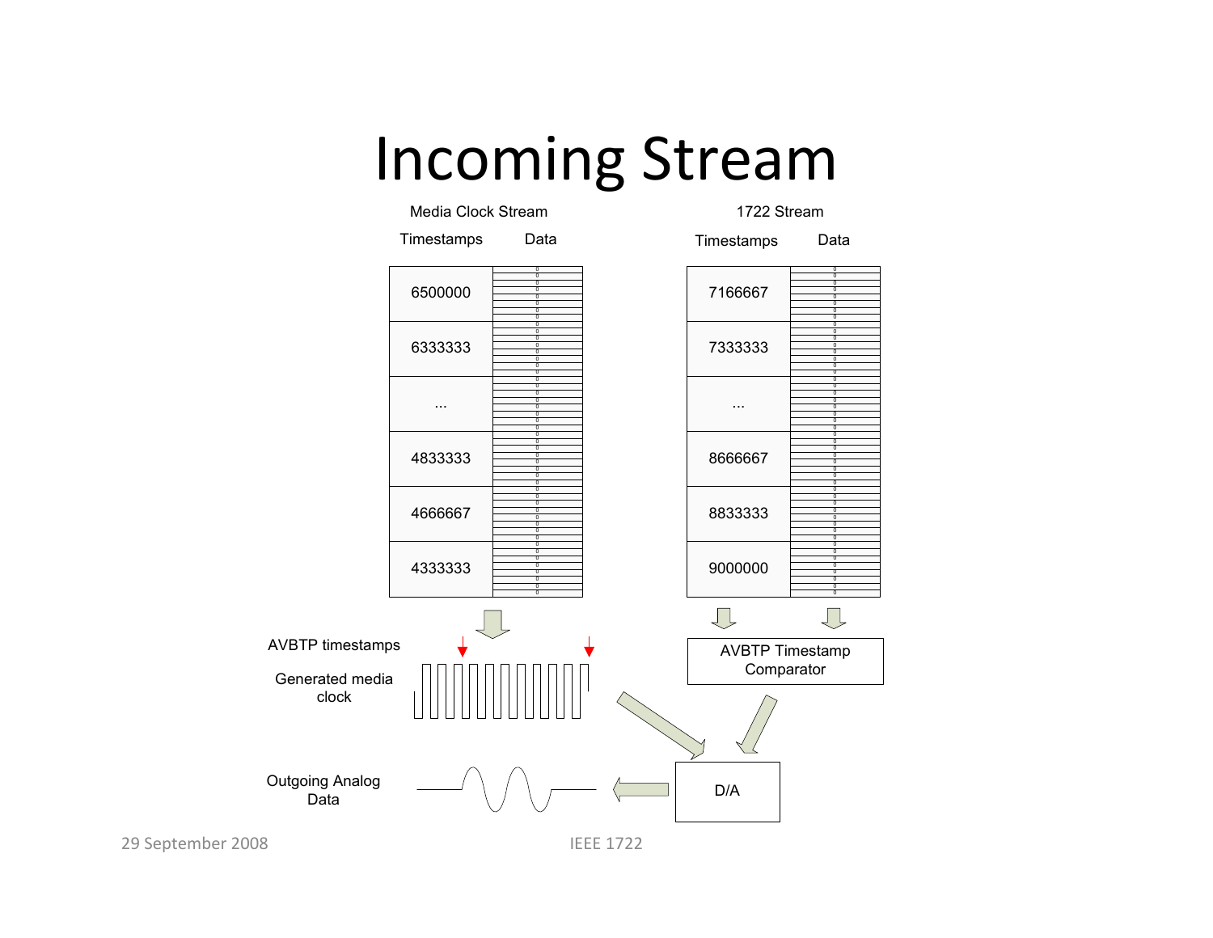# Incoming Stream

**Media Clock Stream**

| Timestamps | Data |
|---|---|
| 6500000 | |
| 6333333 | |
| ... | |
| 4833333 | |
| 4666667 | |
| 4333333 | |

**1722 Stream**

| Timestamps | Data |
|---|---|
| 7166667 | |
| 7333333 | |
| ... | |
| 8666667 | |
| 8833333 | |
| 9000000 | |

AVBTP timestamps

Generated media clock

AVBTP Timestamp Comparator

D/A

Outgoing Analog Data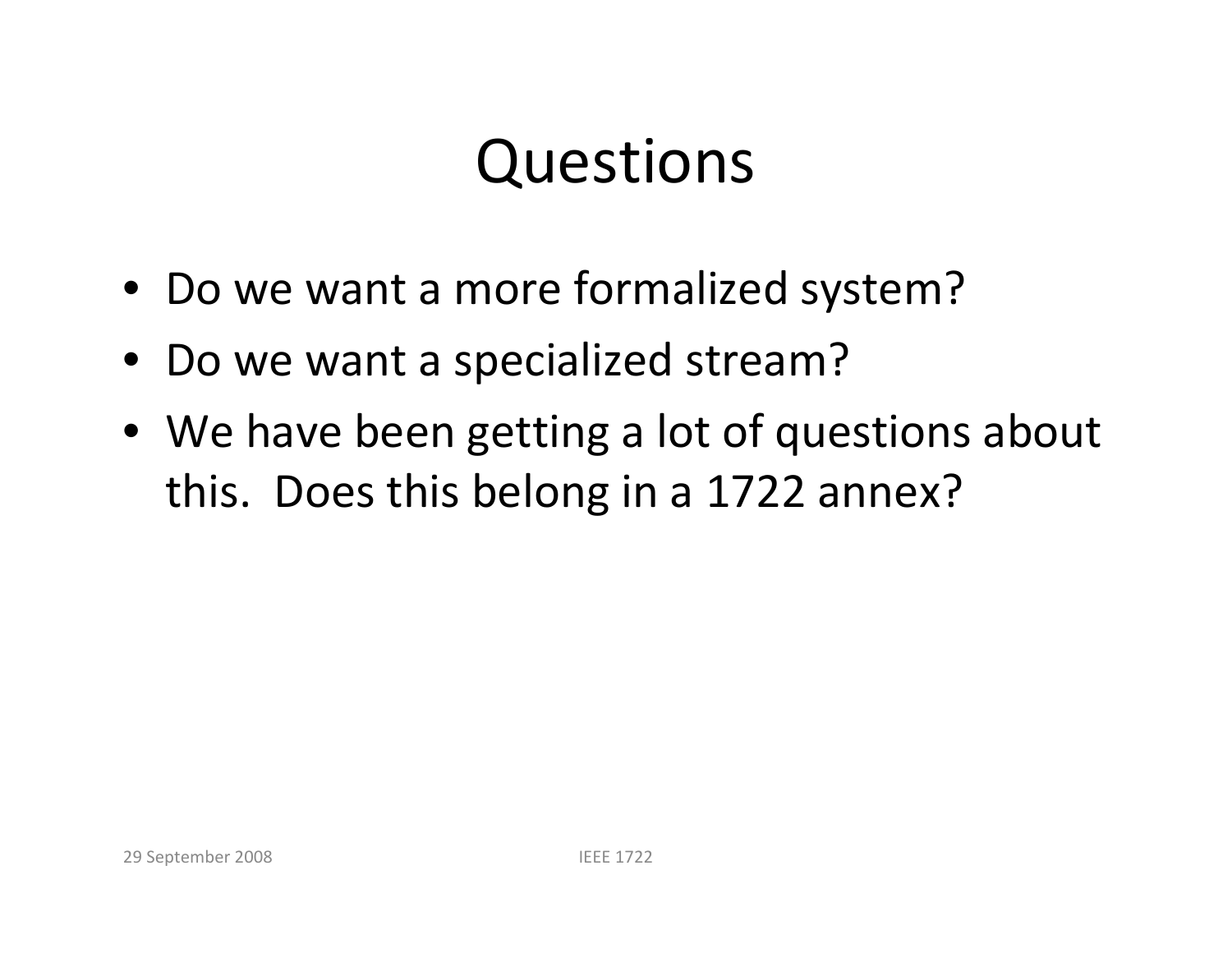# Questions

- Do we want a more formalized system?
- Do we want a specialized stream?
- We have been getting a lot of questions about this. Does this belong in a 1722 annex?